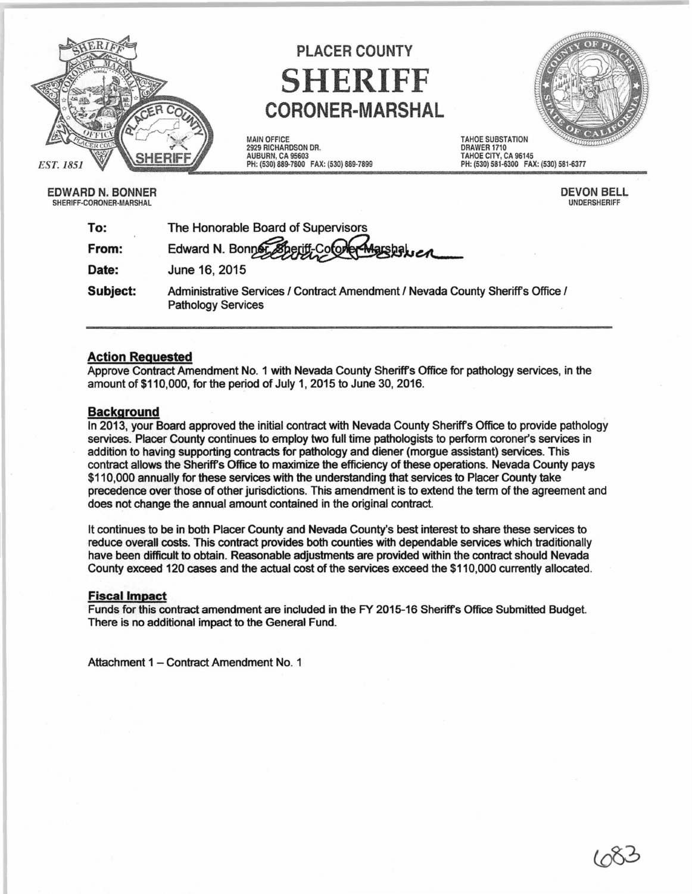# PLACER COUNTY

# SHERIFF

## CORONER-MARSHAL

EST. 1851

MAIN OFFICE
2929 RICHARDSON DR.
AUBURN, CA 95603
PH: (530) 889-7800 FAX: (530) 889-7899

TAHOE SUBSTATION
DRAWER 1710
TAHOE CITY, CA 96145
PH: (530) 581-6300 FAX: (530) 581-6377

**EDWARD N. BONNER**
SHERIFF-CORONER-MARSHAL

**DEVON BELL**
UNDERSHERIFF

**To:** The Honorable Board of Supervisors

**From:** Edward N. Bonner, Sheriff-Coroner-Marshal

**Date:** June 16, 2015

**Subject:** Administrative Services / Contract Amendment / Nevada County Sheriff's Office / Pathology Services

---

### Action Requested

Approve Contract Amendment No. 1 with Nevada County Sheriff's Office for pathology services, in the amount of $110,000, for the period of July 1, 2015 to June 30, 2016.

### Background

In 2013, your Board approved the initial contract with Nevada County Sheriff's Office to provide pathology services. Placer County continues to employ two full time pathologists to perform coroner's services in addition to having supporting contracts for pathology and diener (morgue assistant) services. This contract allows the Sheriff's Office to maximize the efficiency of these operations. Nevada County pays $110,000 annually for these services with the understanding that services to Placer County take precedence over those of other jurisdictions. This amendment is to extend the term of the agreement and does not change the annual amount contained in the original contract.

It continues to be in both Placer County and Nevada County's best interest to share these services to reduce overall costs. This contract provides both counties with dependable services which traditionally have been difficult to obtain. Reasonable adjustments are provided within the contract should Nevada County exceed 120 cases and the actual cost of the services exceed the $110,000 currently allocated.

### Fiscal Impact

Funds for this contract amendment are included in the FY 2015-16 Sheriff's Office Submitted Budget. There is no additional impact to the General Fund.

Attachment 1 – Contract Amendment No. 1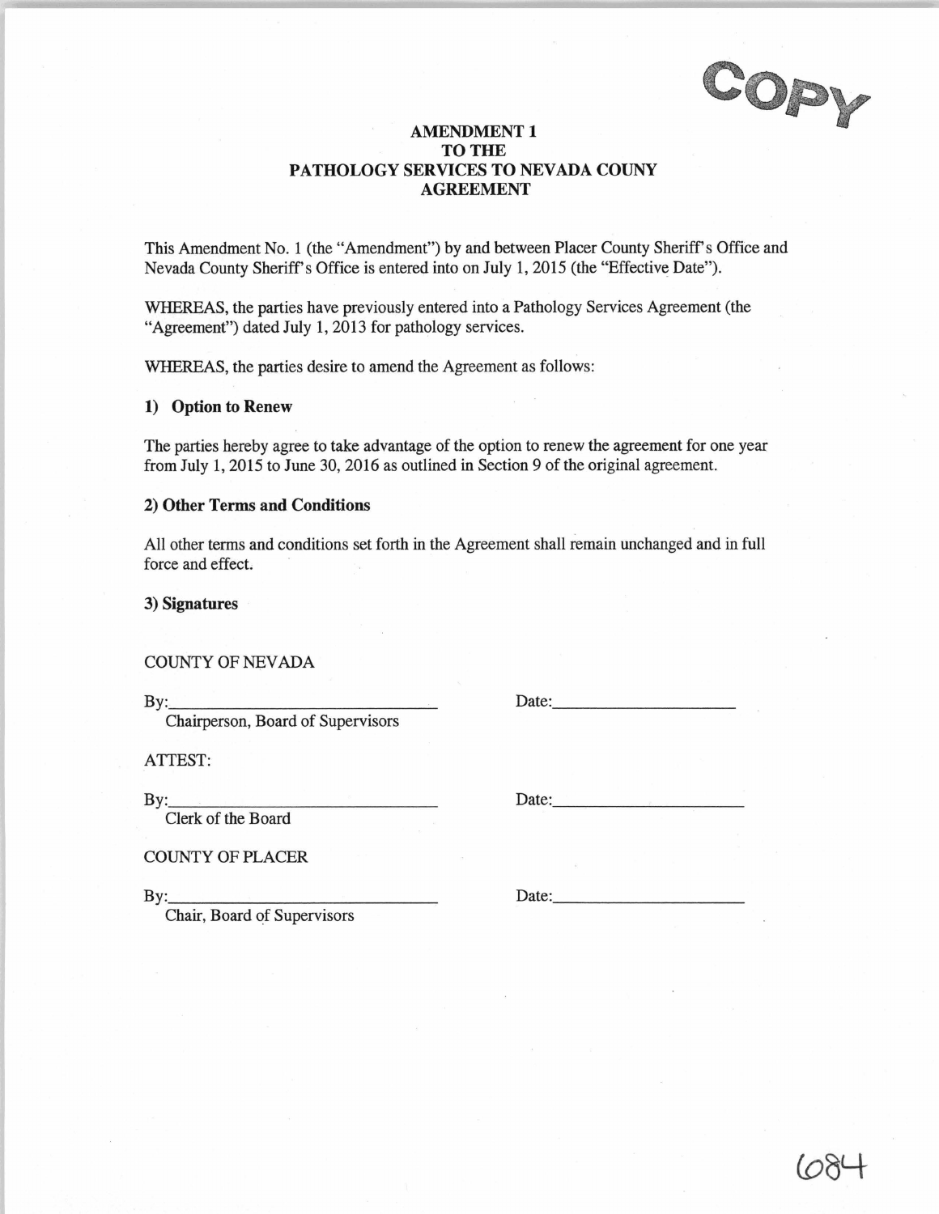COPY

**AMENDMENT 1**
**TO THE**
**PATHOLOGY SERVICES TO NEVADA COUNY**
**AGREEMENT**

This Amendment No. 1 (the "Amendment") by and between Placer County Sheriff's Office and Nevada County Sheriff's Office is entered into on July 1, 2015 (the "Effective Date").

WHEREAS, the parties have previously entered into a Pathology Services Agreement (the "Agreement") dated July 1, 2013 for pathology services.

WHEREAS, the parties desire to amend the Agreement as follows:

**1) Option to Renew**

The parties hereby agree to take advantage of the option to renew the agreement for one year from July 1, 2015 to June 30, 2016 as outlined in Section 9 of the original agreement.

**2) Other Terms and Conditions**

All other terms and conditions set forth in the Agreement shall remain unchanged and in full force and effect.

**3) Signatures**

COUNTY OF NEVADA

By:______________________________ Date:____________________
Chairperson, Board of Supervisors

ATTEST:

By:______________________________ Date:____________________
Clerk of the Board

COUNTY OF PLACER

By:______________________________ Date:____________________
Chair, Board of Supervisors

684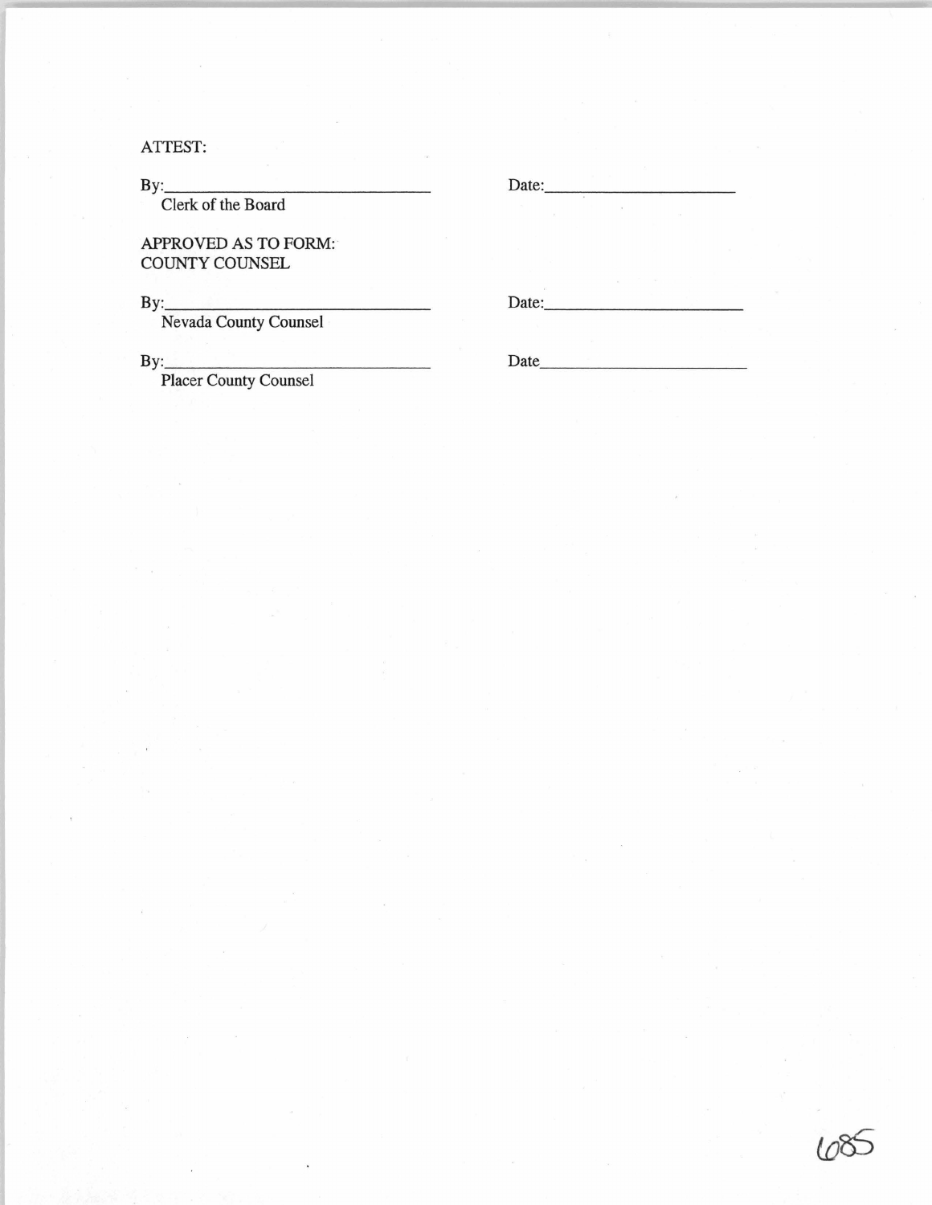ATTEST:

By:\_\_\_\_\_\_\_\_\_\_\_\_\_\_\_\_\_\_\_\_\_\_\_\_\_\_\_\_\_\_ Date:\_\_\_\_\_\_\_\_\_\_\_\_\_\_\_\_\_\_\_\_
Clerk of the Board

APPROVED AS TO FORM:
COUNTY COUNSEL

By:\_\_\_\_\_\_\_\_\_\_\_\_\_\_\_\_\_\_\_\_\_\_\_\_\_\_\_\_\_\_ Date:\_\_\_\_\_\_\_\_\_\_\_\_\_\_\_\_\_\_\_\_
Nevada County Counsel

By:\_\_\_\_\_\_\_\_\_\_\_\_\_\_\_\_\_\_\_\_\_\_\_\_\_\_\_\_\_\_ Date\_\_\_\_\_\_\_\_\_\_\_\_\_\_\_\_\_\_\_\_
Placer County Counsel